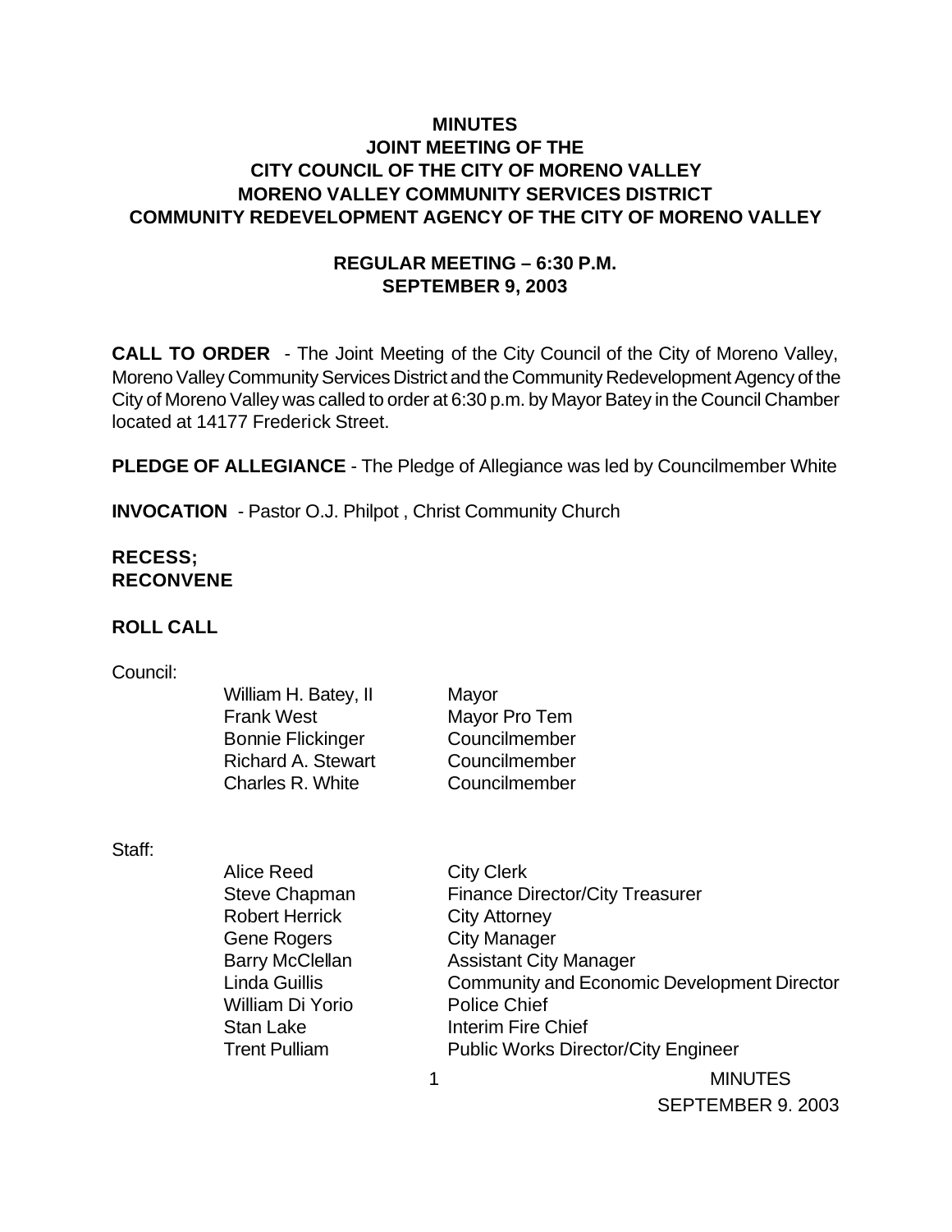# MINUTES
## JOINT MEETING OF THE
## CITY COUNCIL OF THE CITY OF MORENO VALLEY
## MORENO VALLEY COMMUNITY SERVICES DISTRICT
## COMMUNITY REDEVELOPMENT AGENCY OF THE CITY OF MORENO VALLEY

### REGULAR MEETING – 6:30 P.M.
### SEPTEMBER 9, 2003

**CALL TO ORDER** - The Joint Meeting of the City Council of the City of Moreno Valley, Moreno Valley Community Services District and the Community Redevelopment Agency of the City of Moreno Valley was called to order at 6:30 p.m. by Mayor Batey in the Council Chamber located at 14177 Frederick Street.

**PLEDGE OF ALLEGIANCE** - The Pledge of Allegiance was led by Councilmember White

**INVOCATION** - Pastor O.J. Philpot , Christ Community Church

**RECESS;**
**RECONVENE**

**ROLL CALL**

Council:

| | |
|---|---|
| William H. Batey, II | Mayor |
| Frank West | Mayor Pro Tem |
| Bonnie Flickinger | Councilmember |
| Richard A. Stewart | Councilmember |
| Charles R. White | Councilmember |

Staff:

| | |
|---|---|
| Alice Reed | City Clerk |
| Steve Chapman | Finance Director/City Treasurer |
| Robert Herrick | City Attorney |
| Gene Rogers | City Manager |
| Barry McClellan | Assistant City Manager |
| Linda Guillis | Community and Economic Development Director |
| William Di Yorio | Police Chief |
| Stan Lake | Interim Fire Chief |
| Trent Pulliam | Public Works Director/City Engineer |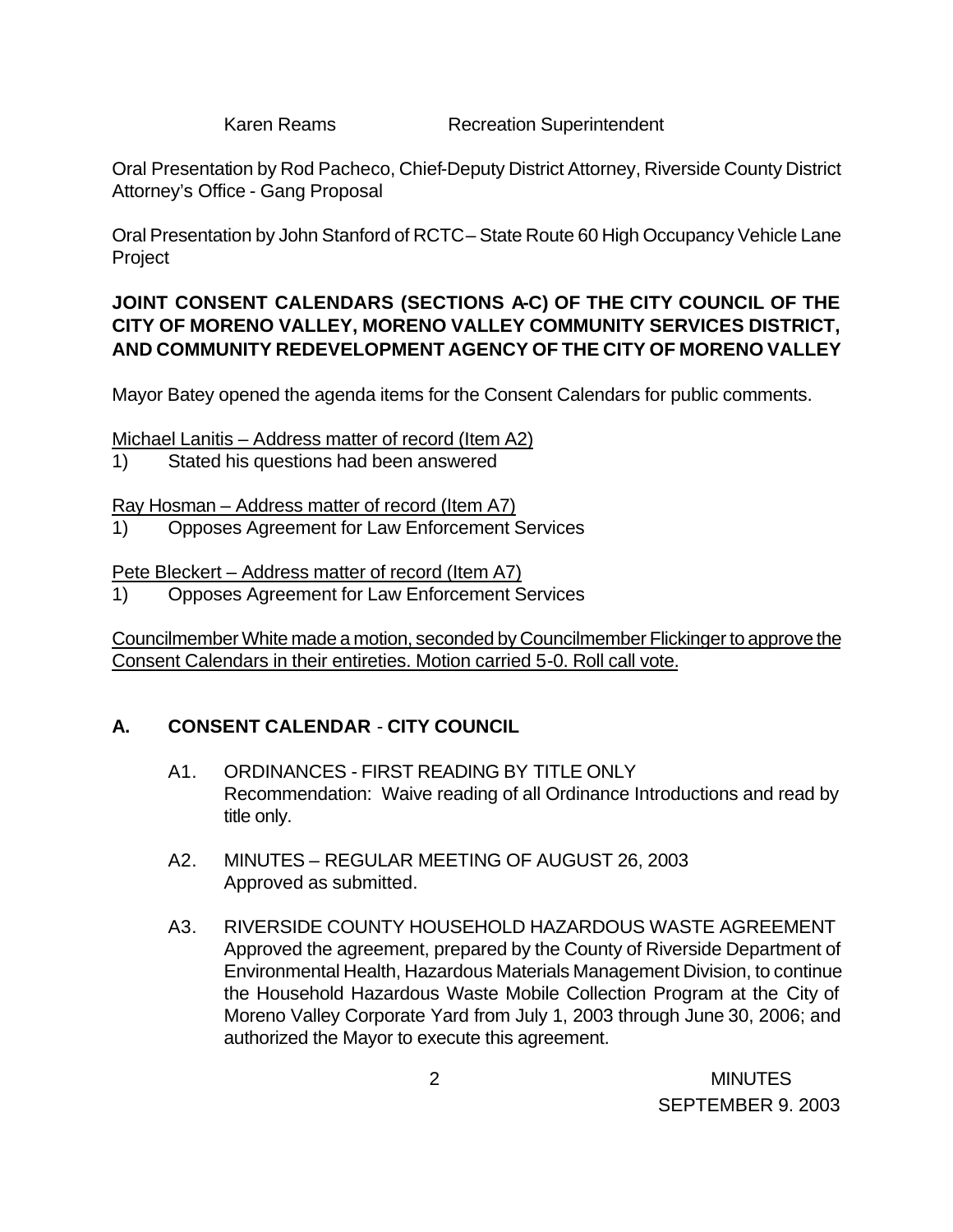Karen Reams Recreation Superintendent

Oral Presentation by Rod Pacheco, Chief-Deputy District Attorney, Riverside County District Attorney's Office - Gang Proposal

Oral Presentation by John Stanford of RCTC – State Route 60 High Occupancy Vehicle Lane Project

**JOINT CONSENT CALENDARS (SECTIONS A-C) OF THE CITY COUNCIL OF THE CITY OF MORENO VALLEY, MORENO VALLEY COMMUNITY SERVICES DISTRICT, AND COMMUNITY REDEVELOPMENT AGENCY OF THE CITY OF MORENO VALLEY**

Mayor Batey opened the agenda items for the Consent Calendars for public comments.

Michael Lanitis – Address matter of record (Item A2)

1) Stated his questions had been answered

Ray Hosman – Address matter of record (Item A7)

1) Opposes Agreement for Law Enforcement Services

Pete Bleckert – Address matter of record (Item A7)

1) Opposes Agreement for Law Enforcement Services

Councilmember White made a motion, seconded by Councilmember Flickinger to approve the Consent Calendars in their entireties. Motion carried 5-0. Roll call vote.

## A. CONSENT CALENDAR - CITY COUNCIL

A1. ORDINANCES - FIRST READING BY TITLE ONLY
Recommendation: Waive reading of all Ordinance Introductions and read by title only.

A2. MINUTES – REGULAR MEETING OF AUGUST 26, 2003
Approved as submitted.

A3. RIVERSIDE COUNTY HOUSEHOLD HAZARDOUS WASTE AGREEMENT
Approved the agreement, prepared by the County of Riverside Department of Environmental Health, Hazardous Materials Management Division, to continue the Household Hazardous Waste Mobile Collection Program at the City of Moreno Valley Corporate Yard from July 1, 2003 through June 30, 2006; and authorized the Mayor to execute this agreement.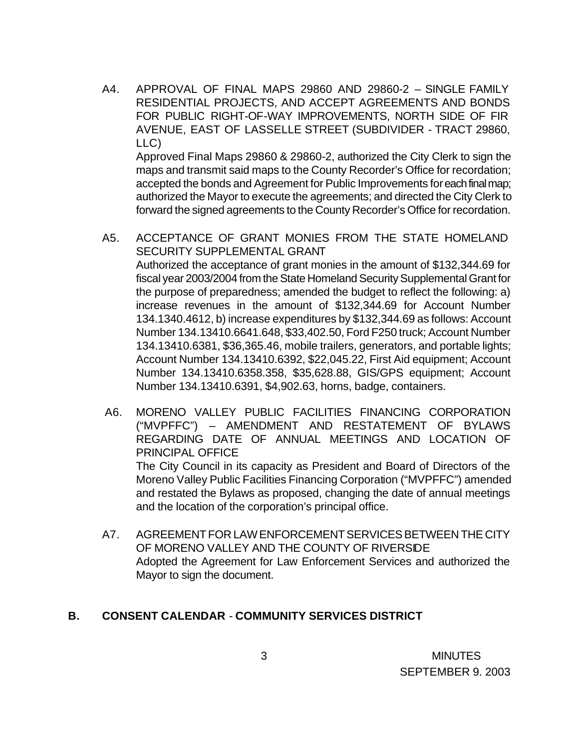A4. APPROVAL OF FINAL MAPS 29860 AND 29860-2 – SINGLE FAMILY RESIDENTIAL PROJECTS, AND ACCEPT AGREEMENTS AND BONDS FOR PUBLIC RIGHT-OF-WAY IMPROVEMENTS, NORTH SIDE OF FIR AVENUE, EAST OF LASSELLE STREET (SUBDIVIDER - TRACT 29860, LLC)

Approved Final Maps 29860 & 29860-2, authorized the City Clerk to sign the maps and transmit said maps to the County Recorder's Office for recordation; accepted the bonds and Agreement for Public Improvements for each final map; authorized the Mayor to execute the agreements; and directed the City Clerk to forward the signed agreements to the County Recorder's Office for recordation.

A5. ACCEPTANCE OF GRANT MONIES FROM THE STATE HOMELAND SECURITY SUPPLEMENTAL GRANT

Authorized the acceptance of grant monies in the amount of $132,344.69 for fiscal year 2003/2004 from the State Homeland Security Supplemental Grant for the purpose of preparedness; amended the budget to reflect the following: a) increase revenues in the amount of $132,344.69 for Account Number 134.1340.4612, b) increase expenditures by $132,344.69 as follows: Account Number 134.13410.6641.648, $33,402.50, Ford F250 truck; Account Number 134.13410.6381, $36,365.46, mobile trailers, generators, and portable lights; Account Number 134.13410.6392, $22,045.22, First Aid equipment; Account Number 134.13410.6358.358, $35,628.88, GIS/GPS equipment; Account Number 134.13410.6391, $4,902.63, horns, badge, containers.

A6. MORENO VALLEY PUBLIC FACILITIES FINANCING CORPORATION ("MVPFFC") – AMENDMENT AND RESTATEMENT OF BYLAWS REGARDING DATE OF ANNUAL MEETINGS AND LOCATION OF PRINCIPAL OFFICE

The City Council in its capacity as President and Board of Directors of the Moreno Valley Public Facilities Financing Corporation ("MVPFFC") amended and restated the Bylaws as proposed, changing the date of annual meetings and the location of the corporation's principal office.

A7. AGREEMENT FOR LAW ENFORCEMENT SERVICES BETWEEN THE CITY OF MORENO VALLEY AND THE COUNTY OF RIVERSIDE

Adopted the Agreement for Law Enforcement Services and authorized the Mayor to sign the document.

## B. CONSENT CALENDAR - COMMUNITY SERVICES DISTRICT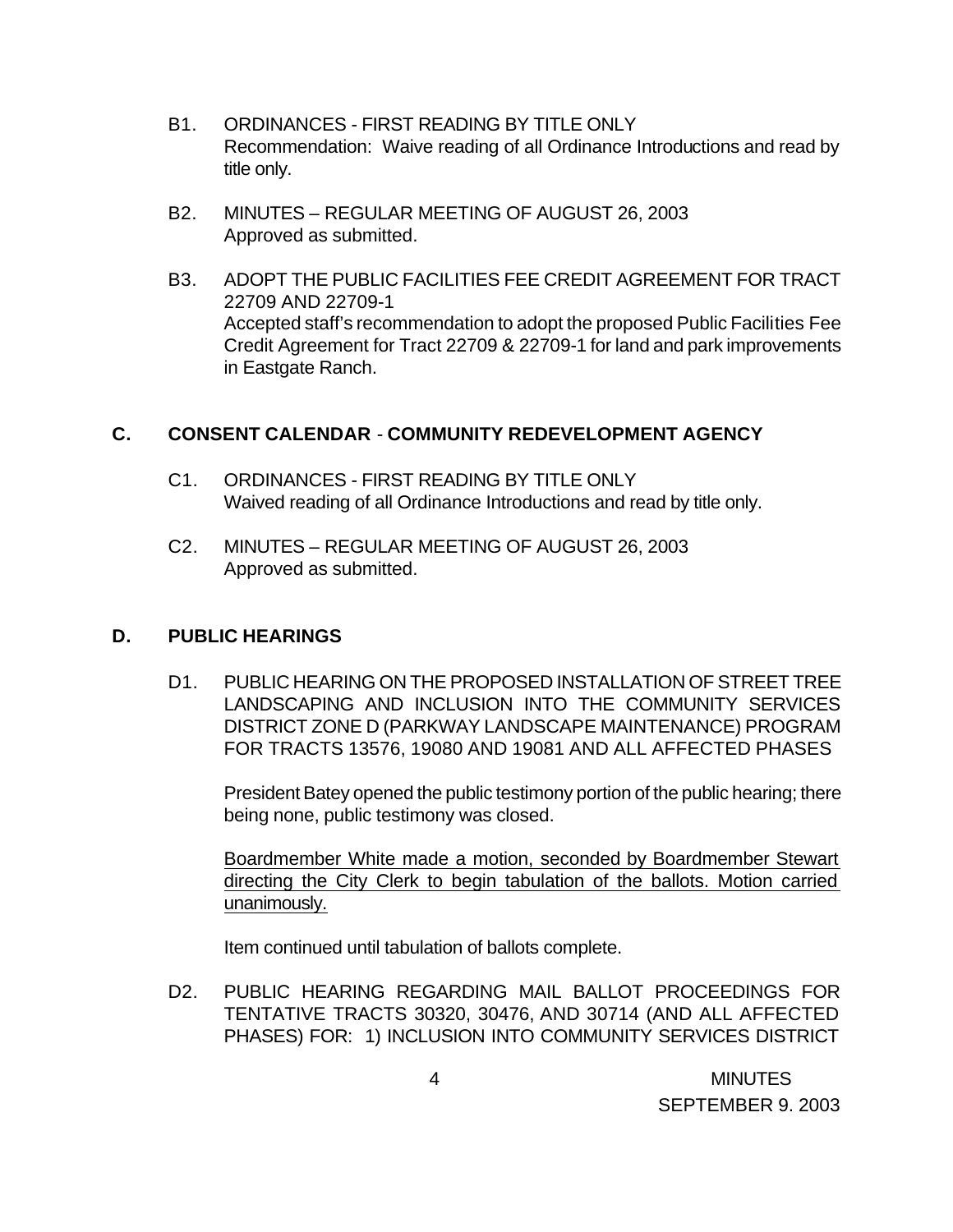B1. ORDINANCES - FIRST READING BY TITLE ONLY
Recommendation: Waive reading of all Ordinance Introductions and read by title only.

B2. MINUTES – REGULAR MEETING OF AUGUST 26, 2003
Approved as submitted.

B3. ADOPT THE PUBLIC FACILITIES FEE CREDIT AGREEMENT FOR TRACT 22709 AND 22709-1
Accepted staff's recommendation to adopt the proposed Public Facilities Fee Credit Agreement for Tract 22709 & 22709-1 for land and park improvements in Eastgate Ranch.

## C. CONSENT CALENDAR - COMMUNITY REDEVELOPMENT AGENCY

C1. ORDINANCES - FIRST READING BY TITLE ONLY
Waived reading of all Ordinance Introductions and read by title only.

C2. MINUTES – REGULAR MEETING OF AUGUST 26, 2003
Approved as submitted.

## D. PUBLIC HEARINGS

D1. PUBLIC HEARING ON THE PROPOSED INSTALLATION OF STREET TREE LANDSCAPING AND INCLUSION INTO THE COMMUNITY SERVICES DISTRICT ZONE D (PARKWAY LANDSCAPE MAINTENANCE) PROGRAM FOR TRACTS 13576, 19080 AND 19081 AND ALL AFFECTED PHASES

President Batey opened the public testimony portion of the public hearing; there being none, public testimony was closed.

Boardmember White made a motion, seconded by Boardmember Stewart directing the City Clerk to begin tabulation of the ballots. Motion carried unanimously.

Item continued until tabulation of ballots complete.

D2. PUBLIC HEARING REGARDING MAIL BALLOT PROCEEDINGS FOR TENTATIVE TRACTS 30320, 30476, AND 30714 (AND ALL AFFECTED PHASES) FOR: 1) INCLUSION INTO COMMUNITY SERVICES DISTRICT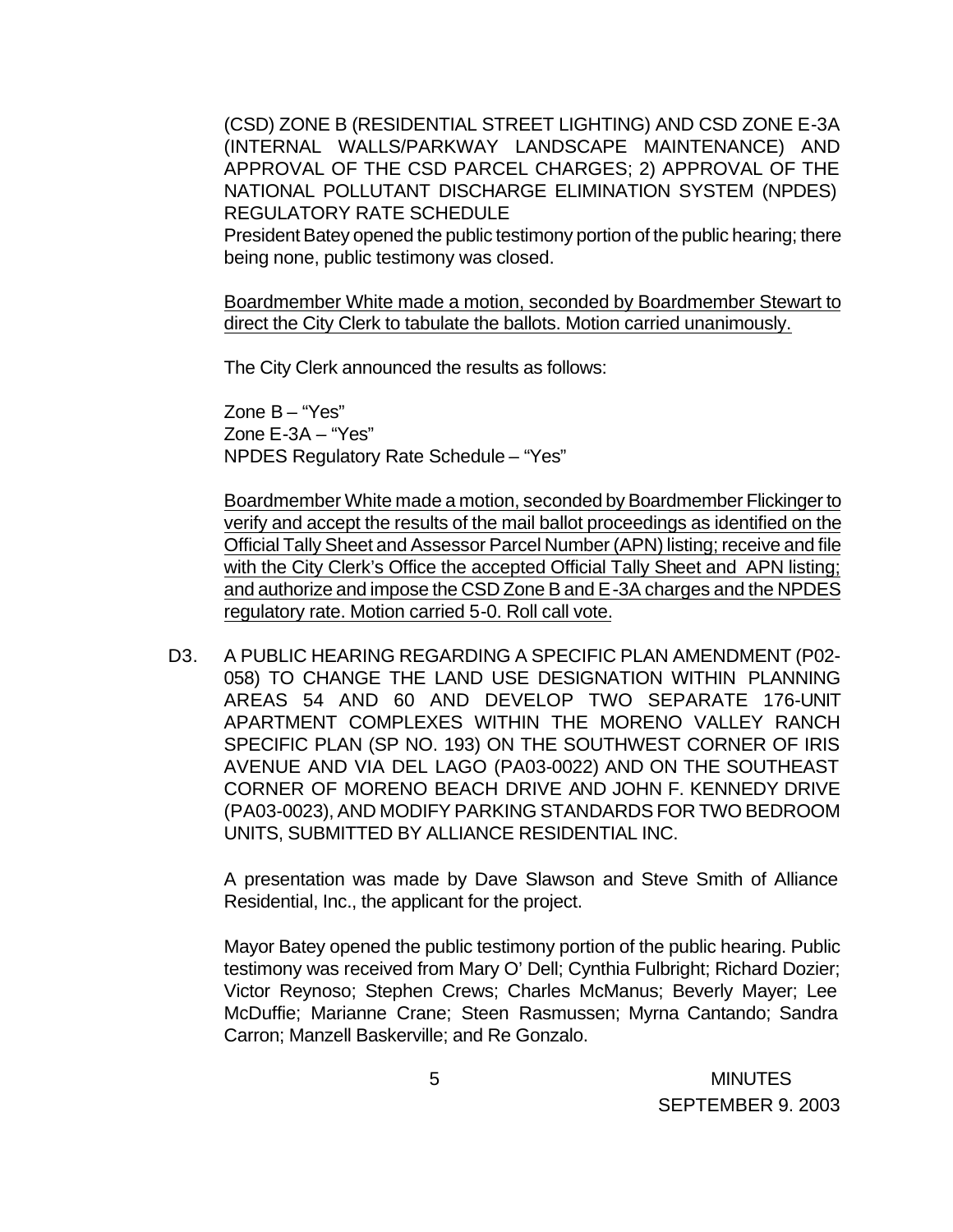(CSD) ZONE B (RESIDENTIAL STREET LIGHTING) AND CSD ZONE E-3A (INTERNAL WALLS/PARKWAY LANDSCAPE MAINTENANCE) AND APPROVAL OF THE CSD PARCEL CHARGES; 2) APPROVAL OF THE NATIONAL POLLUTANT DISCHARGE ELIMINATION SYSTEM (NPDES) REGULATORY RATE SCHEDULE

President Batey opened the public testimony portion of the public hearing; there being none, public testimony was closed.

Boardmember White made a motion, seconded by Boardmember Stewart to direct the City Clerk to tabulate the ballots. Motion carried unanimously.

The City Clerk announced the results as follows:

Zone B – "Yes"
Zone E-3A – "Yes"
NPDES Regulatory Rate Schedule – "Yes"

Boardmember White made a motion, seconded by Boardmember Flickinger to verify and accept the results of the mail ballot proceedings as identified on the Official Tally Sheet and Assessor Parcel Number (APN) listing; receive and file with the City Clerk's Office the accepted Official Tally Sheet and APN listing; and authorize and impose the CSD Zone B and E-3A charges and the NPDES regulatory rate. Motion carried 5-0. Roll call vote.

D3. A PUBLIC HEARING REGARDING A SPECIFIC PLAN AMENDMENT (P02-058) TO CHANGE THE LAND USE DESIGNATION WITHIN PLANNING AREAS 54 AND 60 AND DEVELOP TWO SEPARATE 176-UNIT APARTMENT COMPLEXES WITHIN THE MORENO VALLEY RANCH SPECIFIC PLAN (SP NO. 193) ON THE SOUTHWEST CORNER OF IRIS AVENUE AND VIA DEL LAGO (PA03-0022) AND ON THE SOUTHEAST CORNER OF MORENO BEACH DRIVE AND JOHN F. KENNEDY DRIVE (PA03-0023), AND MODIFY PARKING STANDARDS FOR TWO BEDROOM UNITS, SUBMITTED BY ALLIANCE RESIDENTIAL INC.

A presentation was made by Dave Slawson and Steve Smith of Alliance Residential, Inc., the applicant for the project.

Mayor Batey opened the public testimony portion of the public hearing. Public testimony was received from Mary O' Dell; Cynthia Fulbright; Richard Dozier; Victor Reynoso; Stephen Crews; Charles McManus; Beverly Mayer; Lee McDuffie; Marianne Crane; Steen Rasmussen; Myrna Cantando; Sandra Carron; Manzell Baskerville; and Re Gonzalo.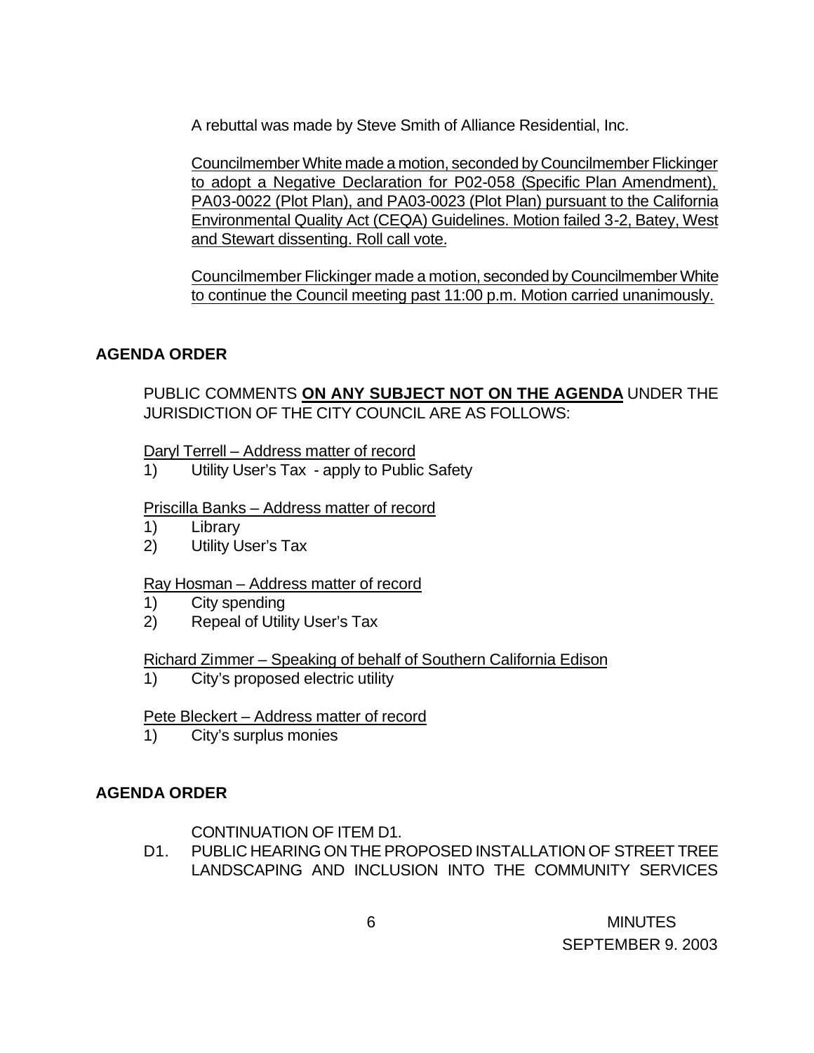A rebuttal was made by Steve Smith of Alliance Residential, Inc.

Councilmember White made a motion, seconded by Councilmember Flickinger to adopt a Negative Declaration for P02-058 (Specific Plan Amendment), PA03-0022 (Plot Plan), and PA03-0023 (Plot Plan) pursuant to the California Environmental Quality Act (CEQA) Guidelines. Motion failed 3-2, Batey, West and Stewart dissenting. Roll call vote.

Councilmember Flickinger made a motion, seconded by Councilmember White to continue the Council meeting past 11:00 p.m. Motion carried unanimously.

**AGENDA ORDER**

PUBLIC COMMENTS **ON ANY SUBJECT NOT ON THE AGENDA** UNDER THE JURISDICTION OF THE CITY COUNCIL ARE AS FOLLOWS:

Daryl Terrell – Address matter of record

1) Utility User's Tax - apply to Public Safety

Priscilla Banks – Address matter of record

1) Library
2) Utility User's Tax

Ray Hosman – Address matter of record

1) City spending
2) Repeal of Utility User's Tax

Richard Zimmer – Speaking of behalf of Southern California Edison

1) City's proposed electric utility

Pete Bleckert – Address matter of record

1) City's surplus monies

**AGENDA ORDER**

CONTINUATION OF ITEM D1.

D1. PUBLIC HEARING ON THE PROPOSED INSTALLATION OF STREET TREE LANDSCAPING AND INCLUSION INTO THE COMMUNITY SERVICES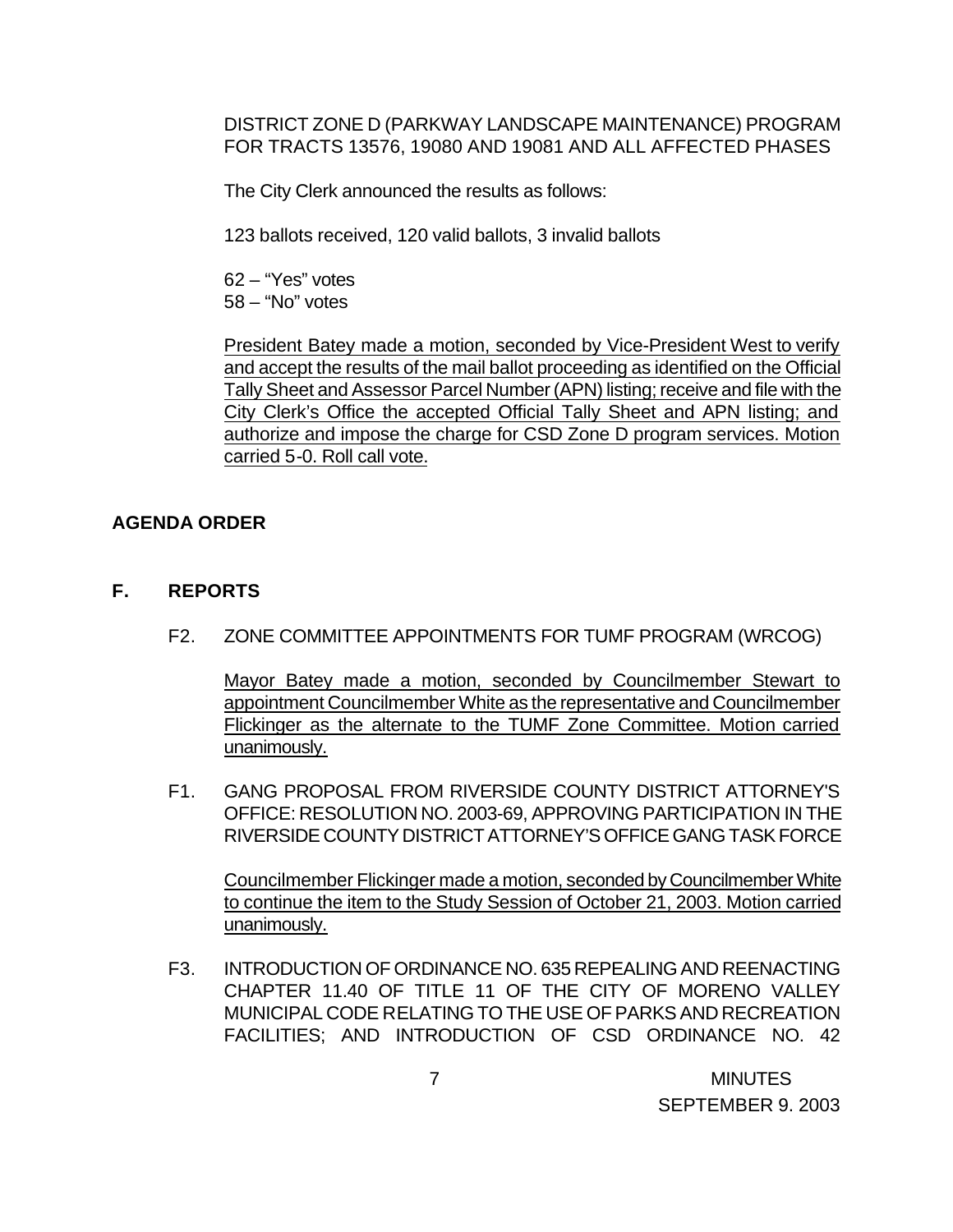DISTRICT ZONE D (PARKWAY LANDSCAPE MAINTENANCE) PROGRAM FOR TRACTS 13576, 19080 AND 19081 AND ALL AFFECTED PHASES

The City Clerk announced the results as follows:

123 ballots received, 120 valid ballots, 3 invalid ballots

62 – “Yes” votes
58 – “No” votes

President Batey made a motion, seconded by Vice-President West to verify and accept the results of the mail ballot proceeding as identified on the Official Tally Sheet and Assessor Parcel Number (APN) listing; receive and file with the City Clerk’s Office the accepted Official Tally Sheet and APN listing; and authorize and impose the charge for CSD Zone D program services. Motion carried 5-0. Roll call vote.

**AGENDA ORDER**

**F. REPORTS**

F2. ZONE COMMITTEE APPOINTMENTS FOR TUMF PROGRAM (WRCOG)

Mayor Batey made a motion, seconded by Councilmember Stewart to appointment Councilmember White as the representative and Councilmember Flickinger as the alternate to the TUMF Zone Committee. Motion carried unanimously.

F1. GANG PROPOSAL FROM RIVERSIDE COUNTY DISTRICT ATTORNEY'S OFFICE: RESOLUTION NO. 2003-69, APPROVING PARTICIPATION IN THE RIVERSIDE COUNTY DISTRICT ATTORNEY'S OFFICE GANG TASK FORCE

Councilmember Flickinger made a motion, seconded by Councilmember White to continue the item to the Study Session of October 21, 2003. Motion carried unanimously.

F3. INTRODUCTION OF ORDINANCE NO. 635 REPEALING AND REENACTING CHAPTER 11.40 OF TITLE 11 OF THE CITY OF MORENO VALLEY MUNICIPAL CODE RELATING TO THE USE OF PARKS AND RECREATION FACILITIES; AND INTRODUCTION OF CSD ORDINANCE NO. 42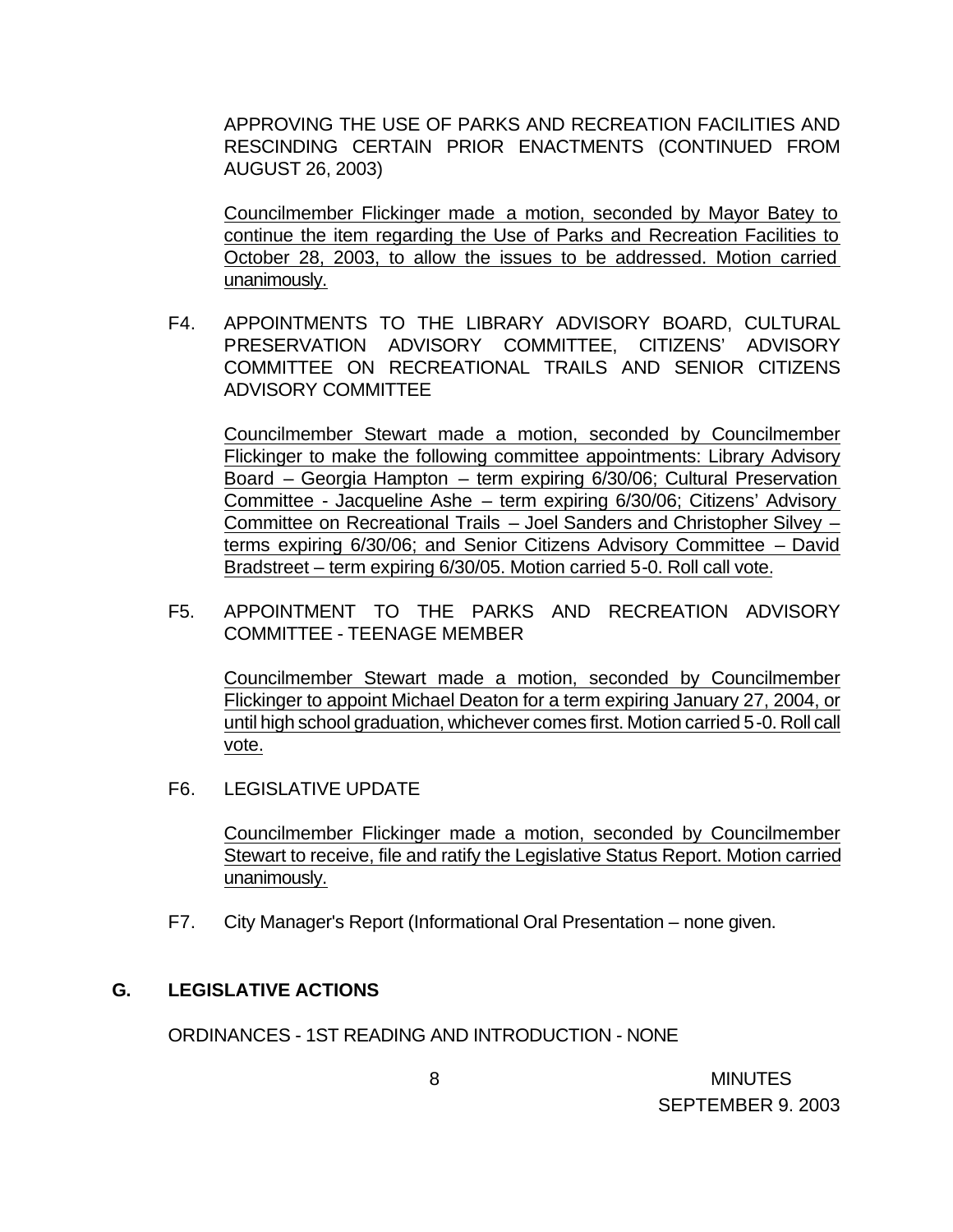APPROVING THE USE OF PARKS AND RECREATION FACILITIES AND RESCINDING CERTAIN PRIOR ENACTMENTS (CONTINUED FROM AUGUST 26, 2003)

Councilmember Flickinger made a motion, seconded by Mayor Batey to continue the item regarding the Use of Parks and Recreation Facilities to October 28, 2003, to allow the issues to be addressed. Motion carried unanimously.

F4. APPOINTMENTS TO THE LIBRARY ADVISORY BOARD, CULTURAL PRESERVATION ADVISORY COMMITTEE, CITIZENS' ADVISORY COMMITTEE ON RECREATIONAL TRAILS AND SENIOR CITIZENS ADVISORY COMMITTEE

Councilmember Stewart made a motion, seconded by Councilmember Flickinger to make the following committee appointments: Library Advisory Board – Georgia Hampton – term expiring 6/30/06; Cultural Preservation Committee - Jacqueline Ashe – term expiring 6/30/06; Citizens' Advisory Committee on Recreational Trails – Joel Sanders and Christopher Silvey – terms expiring 6/30/06; and Senior Citizens Advisory Committee – David Bradstreet – term expiring 6/30/05. Motion carried 5-0. Roll call vote.

F5. APPOINTMENT TO THE PARKS AND RECREATION ADVISORY COMMITTEE - TEENAGE MEMBER

Councilmember Stewart made a motion, seconded by Councilmember Flickinger to appoint Michael Deaton for a term expiring January 27, 2004, or until high school graduation, whichever comes first. Motion carried 5-0. Roll call vote.

F6. LEGISLATIVE UPDATE

Councilmember Flickinger made a motion, seconded by Councilmember Stewart to receive, file and ratify the Legislative Status Report. Motion carried unanimously.

F7. City Manager's Report (Informational Oral Presentation – none given.

## G. LEGISLATIVE ACTIONS

ORDINANCES - 1ST READING AND INTRODUCTION - NONE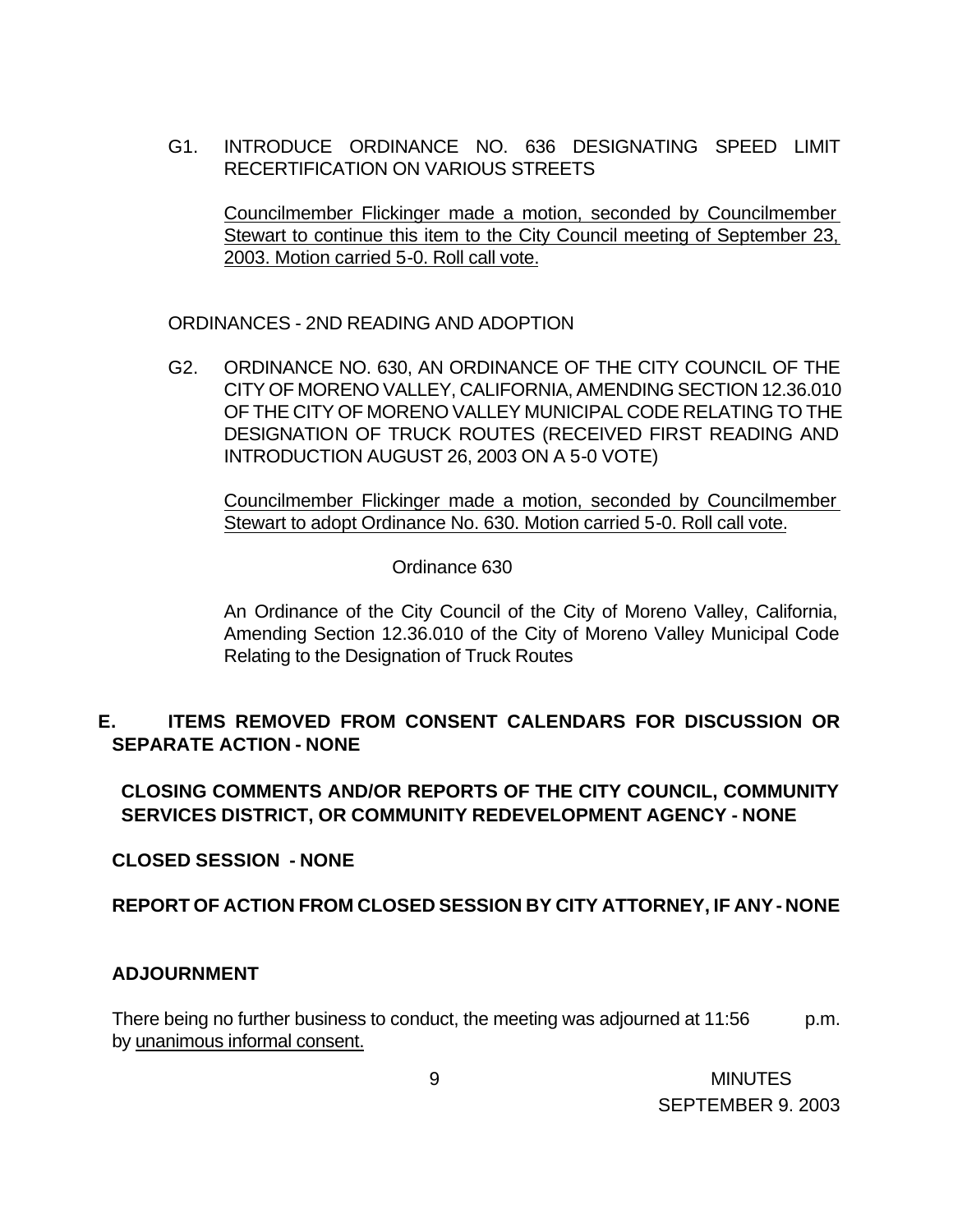G1. INTRODUCE ORDINANCE NO. 636 DESIGNATING SPEED LIMIT RECERTIFICATION ON VARIOUS STREETS

Councilmember Flickinger made a motion, seconded by Councilmember Stewart to continue this item to the City Council meeting of September 23, 2003. Motion carried 5-0. Roll call vote.

ORDINANCES - 2ND READING AND ADOPTION

G2. ORDINANCE NO. 630, AN ORDINANCE OF THE CITY COUNCIL OF THE CITY OF MORENO VALLEY, CALIFORNIA, AMENDING SECTION 12.36.010 OF THE CITY OF MORENO VALLEY MUNICIPAL CODE RELATING TO THE DESIGNATION OF TRUCK ROUTES (RECEIVED FIRST READING AND INTRODUCTION AUGUST 26, 2003 ON A 5-0 VOTE)

Councilmember Flickinger made a motion, seconded by Councilmember Stewart to adopt Ordinance No. 630. Motion carried 5-0. Roll call vote.

Ordinance 630

An Ordinance of the City Council of the City of Moreno Valley, California, Amending Section 12.36.010 of the City of Moreno Valley Municipal Code Relating to the Designation of Truck Routes

**E. ITEMS REMOVED FROM CONSENT CALENDARS FOR DISCUSSION OR SEPARATE ACTION - NONE**

**CLOSING COMMENTS AND/OR REPORTS OF THE CITY COUNCIL, COMMUNITY SERVICES DISTRICT, OR COMMUNITY REDEVELOPMENT AGENCY - NONE**

**CLOSED SESSION - NONE**

**REPORT OF ACTION FROM CLOSED SESSION BY CITY ATTORNEY, IF ANY - NONE**

**ADJOURNMENT**

There being no further business to conduct, the meeting was adjourned at 11:56 p.m. by unanimous informal consent.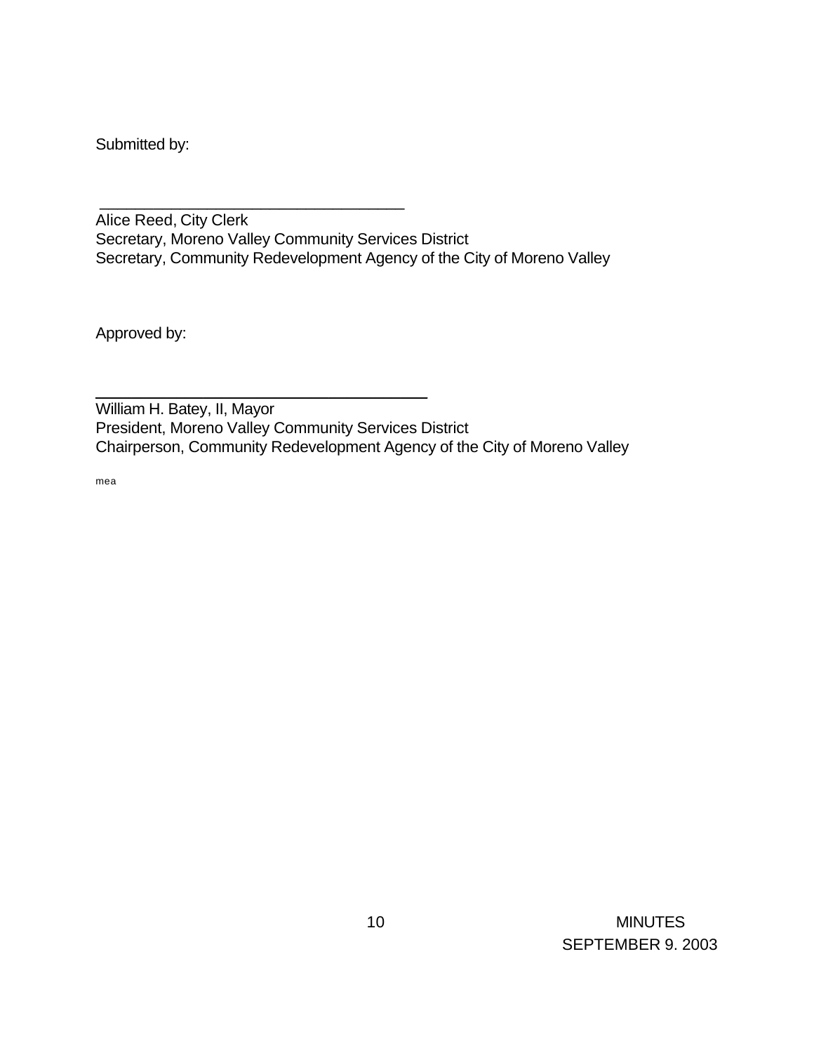Submitted by:

\_\_\_\_\_\_\_\_\_\_\_\_\_\_\_\_\_\_\_\_\_\_\_\_\_\_\_\_\_\_\_\_\_\_\_\_\_

Alice Reed, City Clerk
Secretary, Moreno Valley Community Services District
Secretary, Community Redevelopment Agency of the City of Moreno Valley

Approved by:

\_\_\_\_\_\_\_\_\_\_\_\_\_\_\_\_\_\_\_\_\_\_\_\_\_\_\_\_\_\_\_\_\_\_\_\_\_\_\_\_

William H. Batey, II, Mayor
President, Moreno Valley Community Services District
Chairperson, Community Redevelopment Agency of the City of Moreno Valley

mea